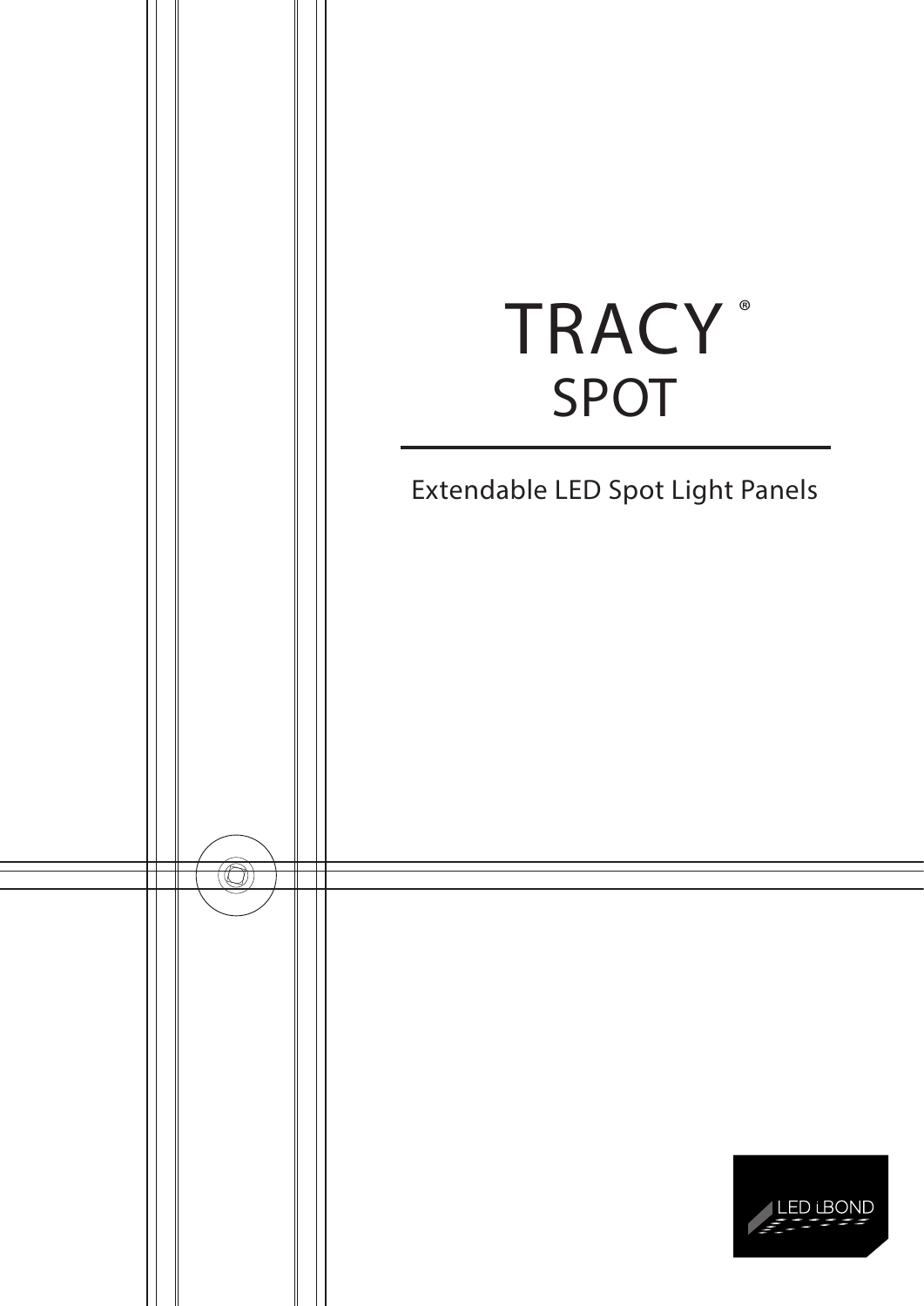# TRACY®

## SPOT

Extendable LED Spot Light Panels

LED iBOND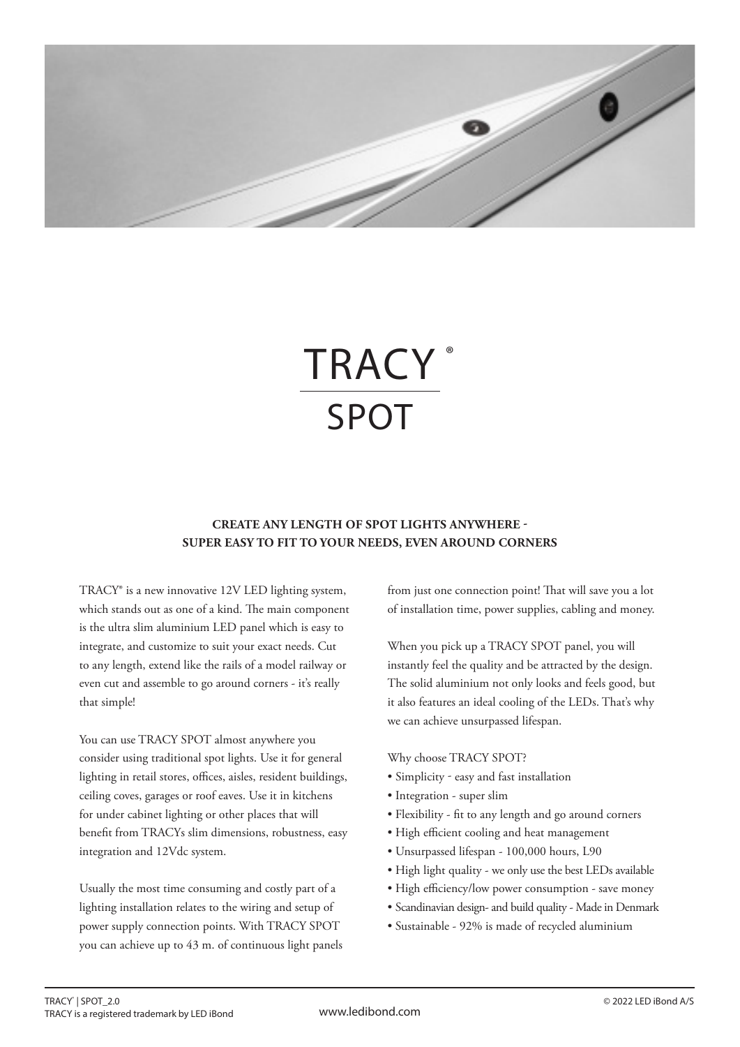# TRACY®

## SPOT

**CREATE ANY LENGTH OF SPOT LIGHTS ANYWHERE - SUPER EASY TO FIT TO YOUR NEEDS, EVEN AROUND CORNERS**

TRACY® is a new innovative 12V LED lighting system, which stands out as one of a kind. The main component is the ultra slim aluminium LED panel which is easy to integrate, and customize to suit your exact needs. Cut to any length, extend like the rails of a model railway or even cut and assemble to go around corners - it's really that simple!

You can use TRACY SPOT almost anywhere you consider using traditional spot lights. Use it for general lighting in retail stores, offices, aisles, resident buildings, ceiling coves, garages or roof eaves. Use it in kitchens for under cabinet lighting or other places that will benefit from TRACYs slim dimensions, robustness, easy integration and 12Vdc system.

Usually the most time consuming and costly part of a lighting installation relates to the wiring and setup of power supply connection points. With TRACY SPOT you can achieve up to 43 m. of continuous light panels from just one connection point! That will save you a lot of installation time, power supplies, cabling and money.

When you pick up a TRACY SPOT panel, you will instantly feel the quality and be attracted by the design. The solid aluminium not only looks and feels good, but it also features an ideal cooling of the LEDs. That's why we can achieve unsurpassed lifespan.

Why choose TRACY SPOT?

- Simplicity - easy and fast installation
- Integration - super slim
- Flexibility - fit to any length and go around corners
- High efficient cooling and heat management
- Unsurpassed lifespan - 100,000 hours, L90
- High light quality - we only use the best LEDs available
- High efficiency/low power consumption - save money
- Scandinavian design- and build quality - Made in Denmark
- Sustainable - 92% is made of recycled aluminium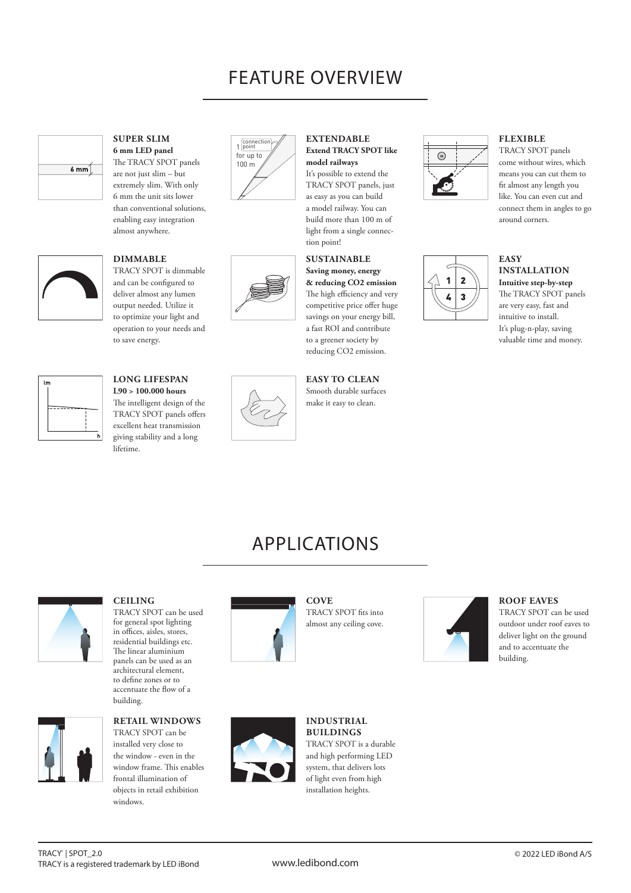# FEATURE OVERVIEW

### SUPER SLIM

**6 mm LED panel**

The TRACY SPOT panels are not just slim – but extremely slim. With only 6 mm the unit sits lower than conventional solutions, enabling easy integration almost anywhere.

### EXTENDABLE

**Extend TRACY SPOT like model railways**

It's possible to extend the TRACY SPOT panels, just as easy as you can build a model railway. You can build more than 100 m of light from a single connection point!

### FLEXIBLE

TRACY SPOT panels come without wires, which means you can cut them to fit almost any length you like. You can even cut and connect them in angles to go around corners.

### DIMMABLE

TRACY SPOT is dimmable and can be configured to deliver almost any lumen output needed. Utilize it to optimize your light and operation to your needs and to save energy.

### SUSTAINABLE

**Saving money, energy & reducing CO2 emission**

The high efficiency and very competitive price offer huge savings on your energy bill, a fast ROI and contribute to a greener society by reducing CO2 emission.

### EASY INSTALLATION

**Intuitive step-by-step**

The TRACY SPOT panels are very easy, fast and intuitive to install. It's plug-n-play, saving valuable time and money.

### LONG LIFESPAN

**L90 > 100.000 hours**

The intelligent design of the TRACY SPOT panels offers excellent heat transmission giving stability and a long lifetime.

### EASY TO CLEAN

Smooth durable surfaces make it easy to clean.

# APPLICATIONS

### CEILING

TRACY SPOT can be used for general spot lighting in offices, aisles, stores, residential buildings etc. The linear aluminium panels can be used as an architectural element, to define zones or to accentuate the flow of a building.

### COVE

TRACY SPOT fits into almost any ceiling cove.

### ROOF EAVES

TRACY SPOT can be used outdoor under roof eaves to deliver light on the ground and to accentuate the building.

### RETAIL WINDOWS

TRACY SPOT can be installed very close to the window - even in the window frame. This enables frontal illumination of objects in retail exhibition windows.

### INDUSTRIAL BUILDINGS

TRACY SPOT is a durable and high performing LED system, that delivers lots of light even from high installation heights.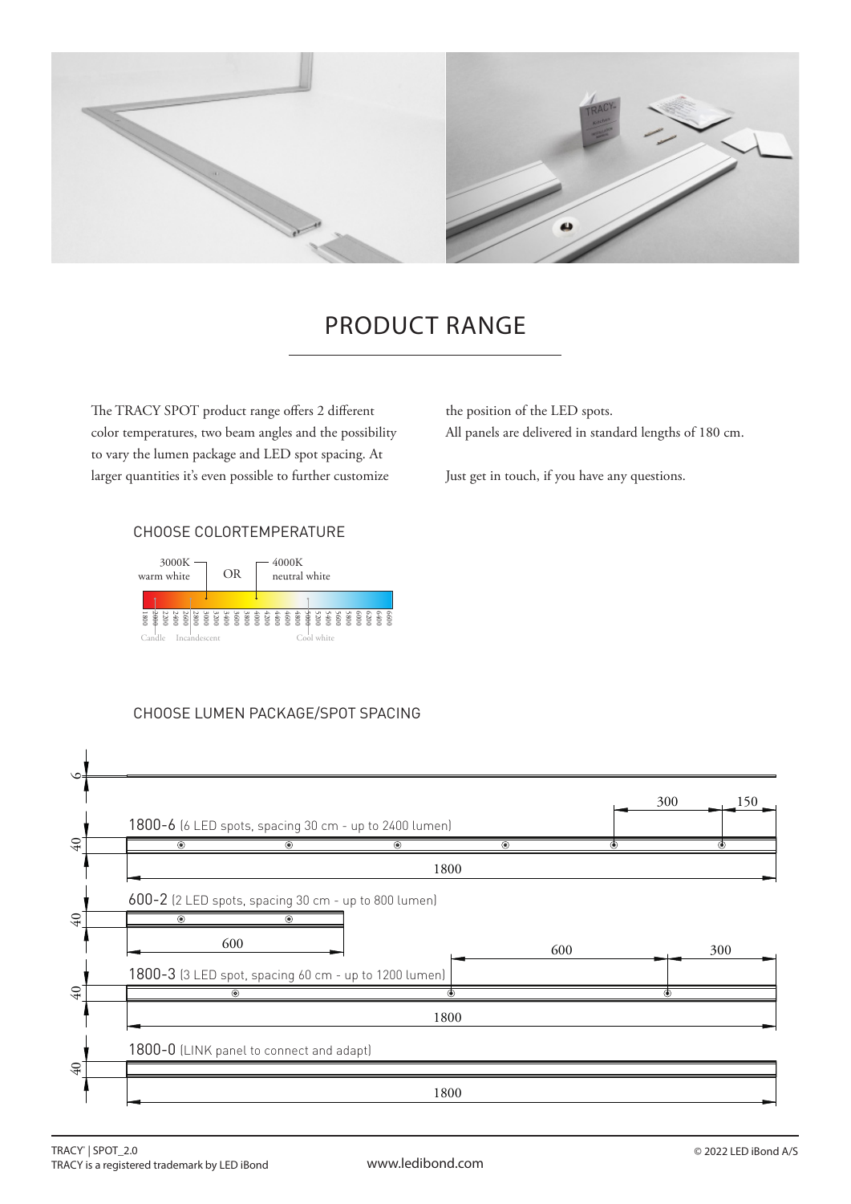# PRODUCT RANGE

The TRACY SPOT product range offers 2 different color temperatures, two beam angles and the possibility to vary the lumen package and LED spot spacing. At larger quantities it's even possible to further customize the position of the LED spots.

All panels are delivered in standard lengths of 180 cm.

Just get in touch, if you have any questions.

## CHOOSE COLORTEMPERATURE

3000K
warm white

OR

4000K
neutral white

1800 2000 2200 2400 2600 2800 3000 3200 3400 3600 3800 4000 4200 4400 4600 4800 5000 5200 5400 5600 5800 6000 6200 6400 6600

Candle Incandescent Cool white

## CHOOSE LUMEN PACKAGE/SPOT SPACING

6

300 150

1800-6 (6 LED spots, spacing 30 cm - up to 2400 lumen)

40

1800

600-2 (2 LED spots, spacing 30 cm - up to 800 lumen)

40

600

600 300

1800-3 (3 LED spot, spacing 60 cm - up to 1200 lumen)

40

1800

1800-0 (LINK panel to connect and adapt)

40

1800

TRACY® | SPOT_2.0
TRACY is a registered trademark by LED iBond

www.ledibond.com

© 2022 LED iBond A/S